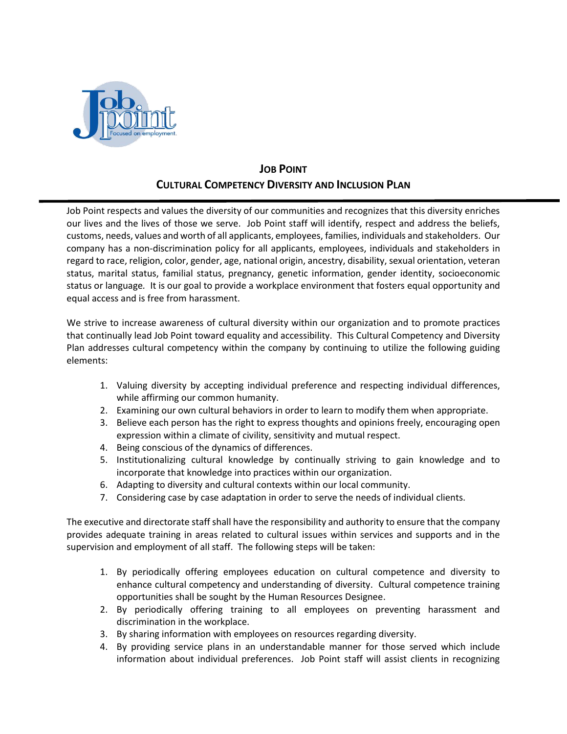# Job Point
## Cultural Competency Diversity and Inclusion Plan

Job Point respects and values the diversity of our communities and recognizes that this diversity enriches our lives and the lives of those we serve. Job Point staff will identify, respect and address the beliefs, customs, needs, values and worth of all applicants, employees, families, individuals and stakeholders. Our company has a non-discrimination policy for all applicants, employees, individuals and stakeholders in regard to race, religion, color, gender, age, national origin, ancestry, disability, sexual orientation, veteran status, marital status, familial status, pregnancy, genetic information, gender identity, socioeconomic status or language. It is our goal to provide a workplace environment that fosters equal opportunity and equal access and is free from harassment.

We strive to increase awareness of cultural diversity within our organization and to promote practices that continually lead Job Point toward equality and accessibility. This Cultural Competency and Diversity Plan addresses cultural competency within the company by continuing to utilize the following guiding elements:

1. Valuing diversity by accepting individual preference and respecting individual differences, while affirming our common humanity.
2. Examining our own cultural behaviors in order to learn to modify them when appropriate.
3. Believe each person has the right to express thoughts and opinions freely, encouraging open expression within a climate of civility, sensitivity and mutual respect.
4. Being conscious of the dynamics of differences.
5. Institutionalizing cultural knowledge by continually striving to gain knowledge and to incorporate that knowledge into practices within our organization.
6. Adapting to diversity and cultural contexts within our local community.
7. Considering case by case adaptation in order to serve the needs of individual clients.

The executive and directorate staff shall have the responsibility and authority to ensure that the company provides adequate training in areas related to cultural issues within services and supports and in the supervision and employment of all staff. The following steps will be taken:

1. By periodically offering employees education on cultural competence and diversity to enhance cultural competency and understanding of diversity. Cultural competence training opportunities shall be sought by the Human Resources Designee.
2. By periodically offering training to all employees on preventing harassment and discrimination in the workplace.
3. By sharing information with employees on resources regarding diversity.
4. By providing service plans in an understandable manner for those served which include information about individual preferences. Job Point staff will assist clients in recognizing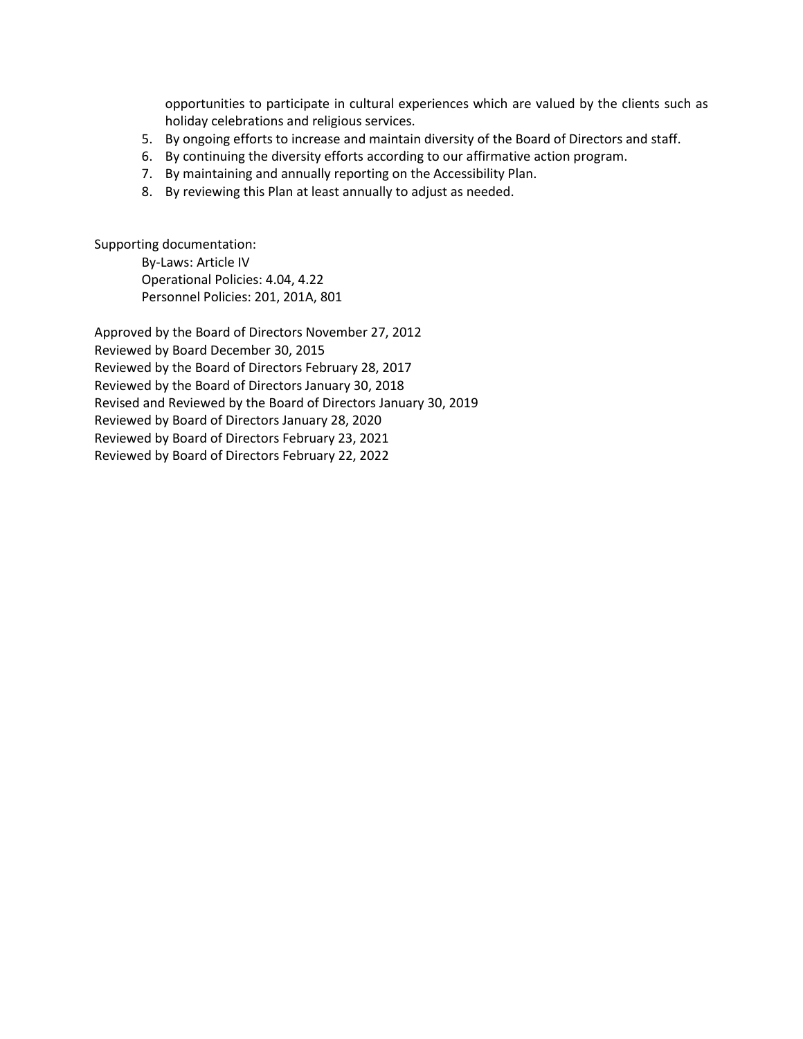opportunities to participate in cultural experiences which are valued by the clients such as holiday celebrations and religious services.

5. By ongoing efforts to increase and maintain diversity of the Board of Directors and staff.
6. By continuing the diversity efforts according to our affirmative action program.
7. By maintaining and annually reporting on the Accessibility Plan.
8. By reviewing this Plan at least annually to adjust as needed.

Supporting documentation:

By-Laws: Article IV
Operational Policies: 4.04, 4.22
Personnel Policies: 201, 201A, 801

Approved by the Board of Directors November 27, 2012
Reviewed by Board December 30, 2015
Reviewed by the Board of Directors February 28, 2017
Reviewed by the Board of Directors January 30, 2018
Revised and Reviewed by the Board of Directors January 30, 2019
Reviewed by Board of Directors January 28, 2020
Reviewed by Board of Directors February 23, 2021
Reviewed by Board of Directors February 22, 2022